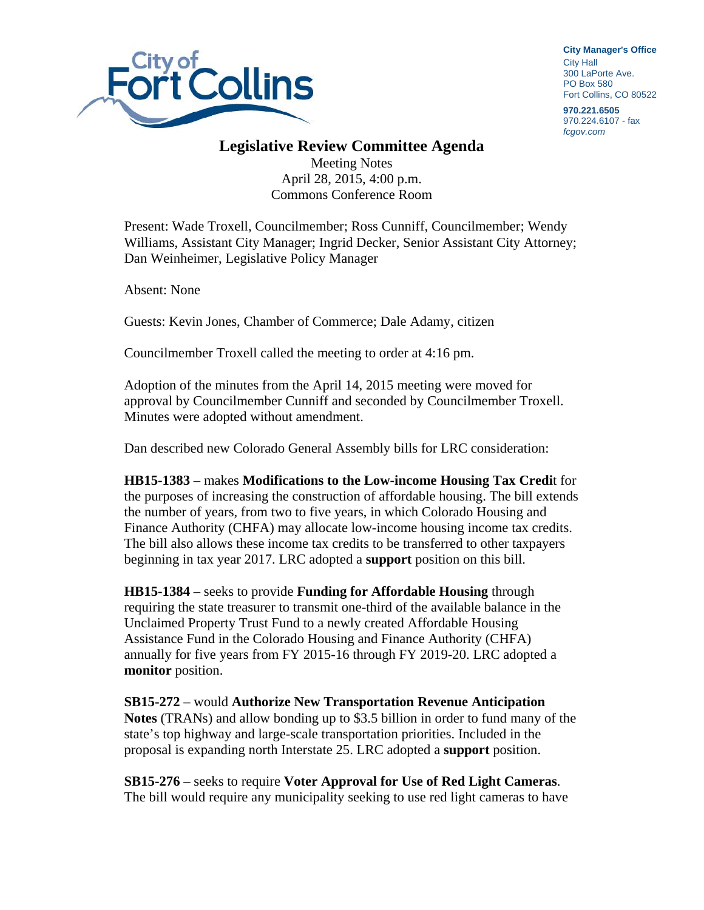City Manager's Office
City Hall
300 LaPorte Ave.
PO Box 580
Fort Collins, CO 80522

970.221.6505
970.224.6107 - fax
fcgov.com

# Legislative Review Committee Agenda

Meeting Notes
April 28, 2015, 4:00 p.m.
Commons Conference Room

Present: Wade Troxell, Councilmember; Ross Cunniff, Councilmember; Wendy Williams, Assistant City Manager; Ingrid Decker, Senior Assistant City Attorney; Dan Weinheimer, Legislative Policy Manager

Absent: None

Guests: Kevin Jones, Chamber of Commerce; Dale Adamy, citizen

Councilmember Troxell called the meeting to order at 4:16 pm.

Adoption of the minutes from the April 14, 2015 meeting were moved for approval by Councilmember Cunniff and seconded by Councilmember Troxell. Minutes were adopted without amendment.

Dan described new Colorado General Assembly bills for LRC consideration:

**HB15-1383** – makes **Modifications to the Low-income Housing Tax Credi**t for the purposes of increasing the construction of affordable housing. The bill extends the number of years, from two to five years, in which Colorado Housing and Finance Authority (CHFA) may allocate low-income housing income tax credits. The bill also allows these income tax credits to be transferred to other taxpayers beginning in tax year 2017. LRC adopted a **support** position on this bill.

**HB15-1384** – seeks to provide **Funding for Affordable Housing** through requiring the state treasurer to transmit one-third of the available balance in the Unclaimed Property Trust Fund to a newly created Affordable Housing Assistance Fund in the Colorado Housing and Finance Authority (CHFA) annually for five years from FY 2015-16 through FY 2019-20. LRC adopted a **monitor** position.

**SB15-272** – would **Authorize New Transportation Revenue Anticipation Notes** (TRANs) and allow bonding up to $3.5 billion in order to fund many of the state's top highway and large-scale transportation priorities. Included in the proposal is expanding north Interstate 25. LRC adopted a **support** position.

**SB15-276** – seeks to require **Voter Approval for Use of Red Light Cameras**. The bill would require any municipality seeking to use red light cameras to have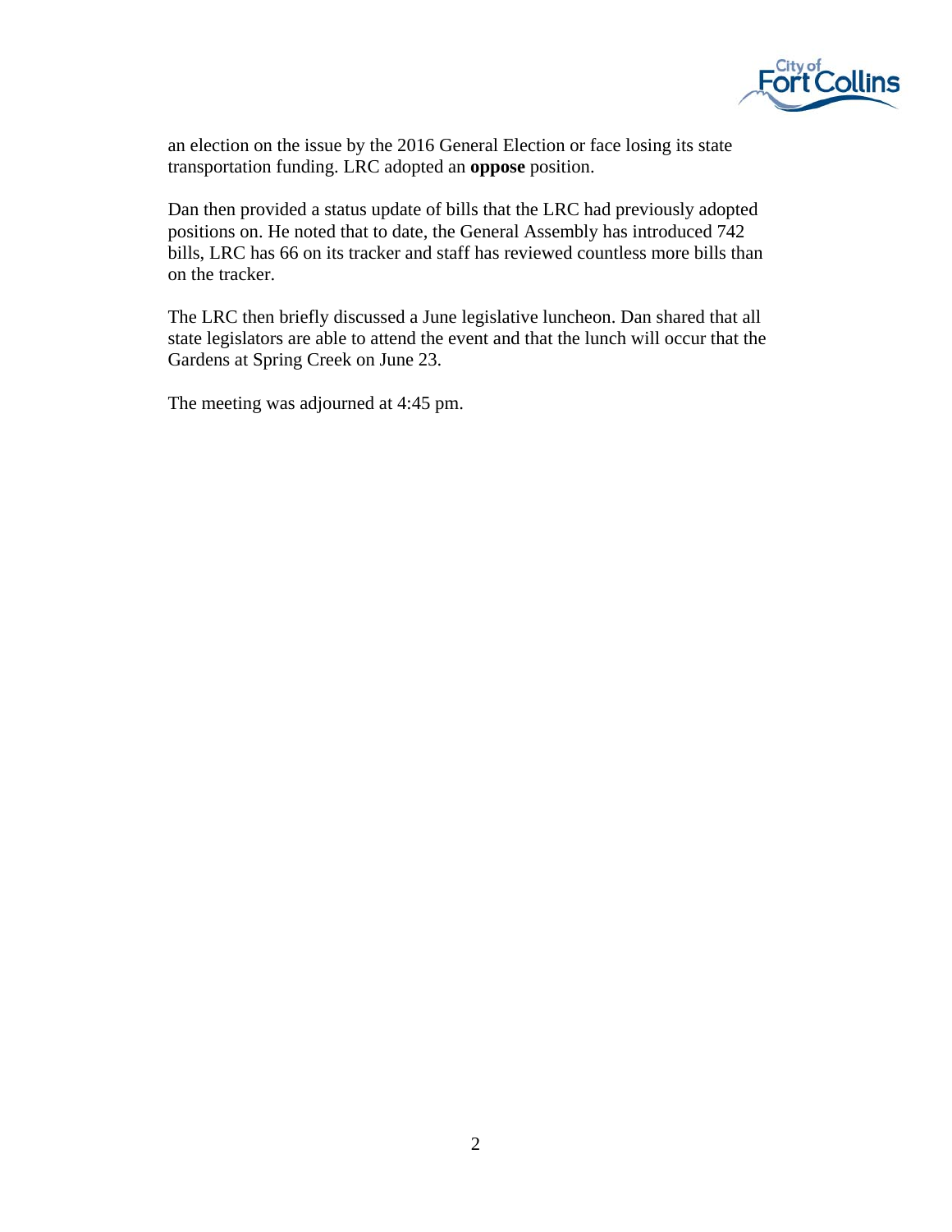an election on the issue by the 2016 General Election or face losing its state transportation funding. LRC adopted an **oppose** position.

Dan then provided a status update of bills that the LRC had previously adopted positions on. He noted that to date, the General Assembly has introduced 742 bills, LRC has 66 on its tracker and staff has reviewed countless more bills than on the tracker.

The LRC then briefly discussed a June legislative luncheon. Dan shared that all state legislators are able to attend the event and that the lunch will occur that the Gardens at Spring Creek on June 23.

The meeting was adjourned at 4:45 pm.